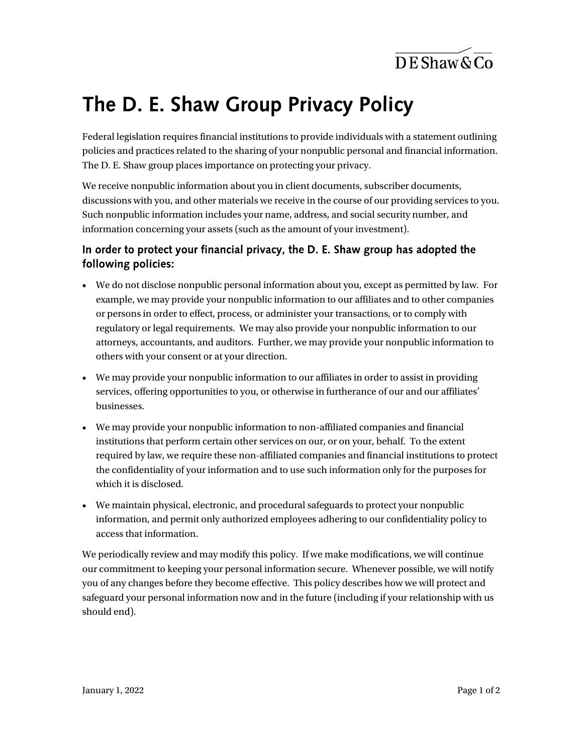D E Shaw & Co

# The D. E. Shaw Group Privacy Policy

Federal legislation requires financial institutions to provide individuals with a statement outlining policies and practices related to the sharing of your nonpublic personal and financial information. The D. E. Shaw group places importance on protecting your privacy.

We receive nonpublic information about you in client documents, subscriber documents, discussions with you, and other materials we receive in the course of our providing services to you. Such nonpublic information includes your name, address, and social security number, and information concerning your assets (such as the amount of your investment).

### In order to protect your financial privacy, the D. E. Shaw group has adopted the following policies:

- We do not disclose nonpublic personal information about you, except as permitted by law. For example, we may provide your nonpublic information to our affiliates and to other companies or persons in order to effect, process, or administer your transactions, or to comply with regulatory or legal requirements. We may also provide your nonpublic information to our attorneys, accountants, and auditors. Further, we may provide your nonpublic information to others with your consent or at your direction.
- We may provide your nonpublic information to our affiliates in order to assist in providing services, offering opportunities to you, or otherwise in furtherance of our and our affiliates' businesses.
- We may provide your nonpublic information to non-affiliated companies and financial institutions that perform certain other services on our, or on your, behalf. To the extent required by law, we require these non-affiliated companies and financial institutions to protect the confidentiality of your information and to use such information only for the purposes for which it is disclosed.
- We maintain physical, electronic, and procedural safeguards to protect your nonpublic information, and permit only authorized employees adhering to our confidentiality policy to access that information.

We periodically review and may modify this policy. If we make modifications, we will continue our commitment to keeping your personal information secure. Whenever possible, we will notify you of any changes before they become effective. This policy describes how we will protect and safeguard your personal information now and in the future (including if your relationship with us should end).

January 1, 2022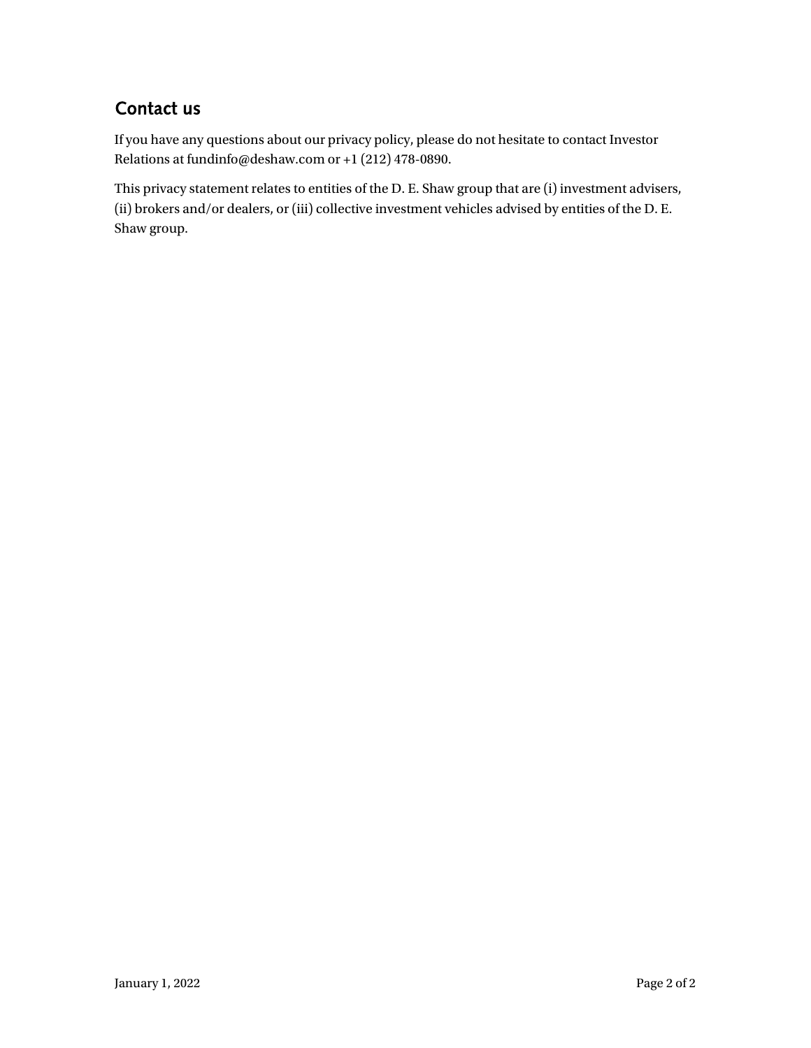## Contact us

If you have any questions about our privacy policy, please do not hesitate to contact Investor Relations at fundinfo@deshaw.com or +1 (212) 478-0890.

This privacy statement relates to entities of the D. E. Shaw group that are (i) investment advisers, (ii) brokers and/or dealers, or (iii) collective investment vehicles advised by entities of the D. E. Shaw group.

January 1, 2022